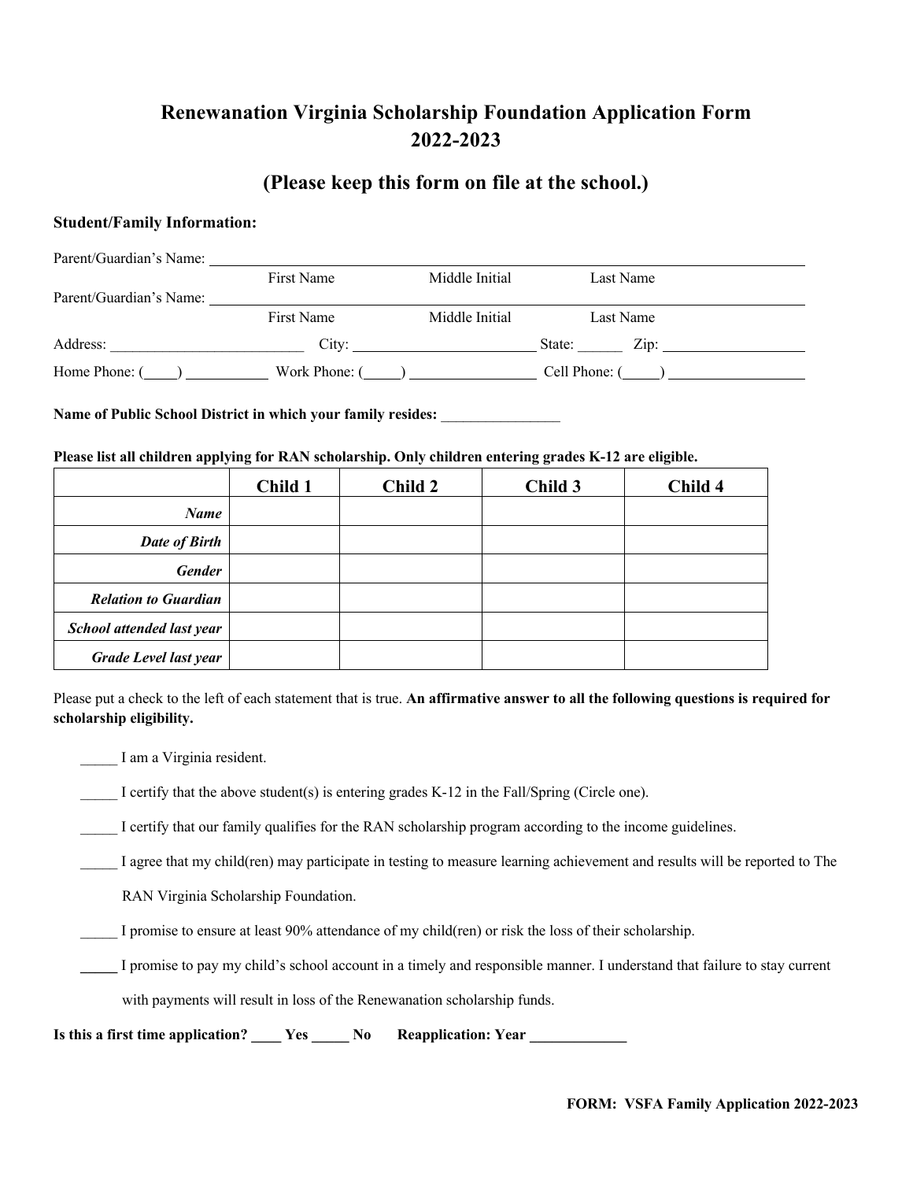# Renewanation Virginia Scholarship Foundation Application Form 2022-2023

## (Please keep this form on file at the school.)

**Student/Family Information:**

Parent/Guardian's Name: ______________________________________________
First Name Middle Initial Last Name

Parent/Guardian's Name: ______________________________________________
First Name Middle Initial Last Name

Address: __________________________ City: ________________________ State: ______ Zip: ___________________

Home Phone: (____) ___________ Work Phone: (_____) _________________ Cell Phone: (_____) __________________

**Name of Public School District in which your family resides:** ________________

**Please list all children applying for RAN scholarship. Only children entering grades K-12 are eligible.**

| | **Child 1** | **Child 2** | **Child 3** | **Child 4** |
|---|---|---|---|---|
| ***Name*** | | | | |
| ***Date of Birth*** | | | | |
| ***Gender*** | | | | |
| ***Relation to Guardian*** | | | | |
| ***School attended last year*** | | | | |
| ***Grade Level last year*** | | | | |

Please put a check to the left of each statement that is true. **An affirmative answer to all the following questions is required for scholarship eligibility.**

_____ I am a Virginia resident.

_____ I certify that the above student(s) is entering grades K-12 in the Fall/Spring (Circle one).

_____ I certify that our family qualifies for the RAN scholarship program according to the income guidelines.

_____ I agree that my child(ren) may participate in testing to measure learning achievement and results will be reported to The RAN Virginia Scholarship Foundation.

_____ I promise to ensure at least 90% attendance of my child(ren) or risk the loss of their scholarship.

_____ I promise to pay my child's school account in a timely and responsible manner. I understand that failure to stay current with payments will result in loss of the Renewanation scholarship funds.

**Is this a first time application? ____ Yes _____ No Reapplication: Year _____________**

**FORM: VSFA Family Application 2022-2023**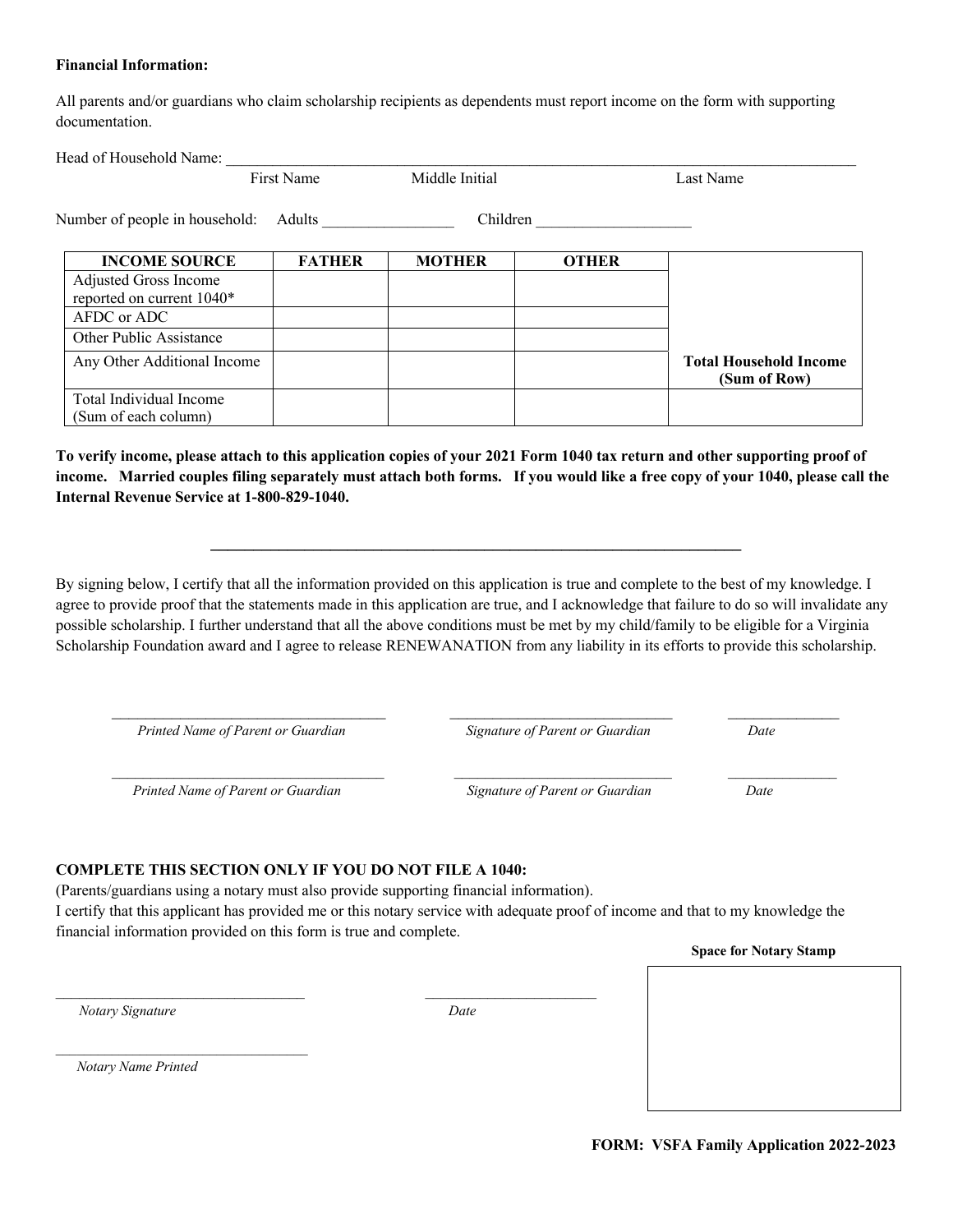**Financial Information:**

All parents and/or guardians who claim scholarship recipients as dependents must report income on the form with supporting documentation.

Head of Household Name: ______________________________________________________________________________

First Name          Middle Initial          Last Name

Number of people in household: Adults _________________ Children ____________________

| INCOME SOURCE | FATHER | MOTHER | OTHER | |
|---|---|---|---|---|
| Adjusted Gross Income reported on current 1040* | | | | |
| AFDC or ADC | | | | |
| Other Public Assistance | | | | |
| Any Other Additional Income | | | | **Total Household Income (Sum of Row)** |
| Total Individual Income (Sum of each column) | | | | |

**To verify income, please attach to this application copies of your 2021 Form 1040 tax return and other supporting proof of income. Married couples filing separately must attach both forms. If you would like a free copy of your 1040, please call the Internal Revenue Service at 1-800-829-1040.**

---

By signing below, I certify that all the information provided on this application is true and complete to the best of my knowledge. I agree to provide proof that the statements made in this application are true, and I acknowledge that failure to do so will invalidate any possible scholarship. I further understand that all the above conditions must be met by my child/family to be eligible for a Virginia Scholarship Foundation award and I agree to release RENEWANATION from any liability in its efforts to provide this scholarship.

_______________________________ _______________________________ _______________

*Printed Name of Parent or Guardian*  *Signature of Parent or Guardian*  *Date*

_______________________________ _______________________________ _______________

*Printed Name of Parent or Guardian*  *Signature of Parent or Guardian*  *Date*

**COMPLETE THIS SECTION ONLY IF YOU DO NOT FILE A 1040:**

(Parents/guardians using a notary must also provide supporting financial information).

I certify that this applicant has provided me or this notary service with adequate proof of income and that to my knowledge the financial information provided on this form is true and complete.

**Space for Notary Stamp**

_______________________________ _______________________

*Notary Signature*  *Date*

_______________________________

*Notary Name Printed*

**FORM: VSFA Family Application 2022-2023**